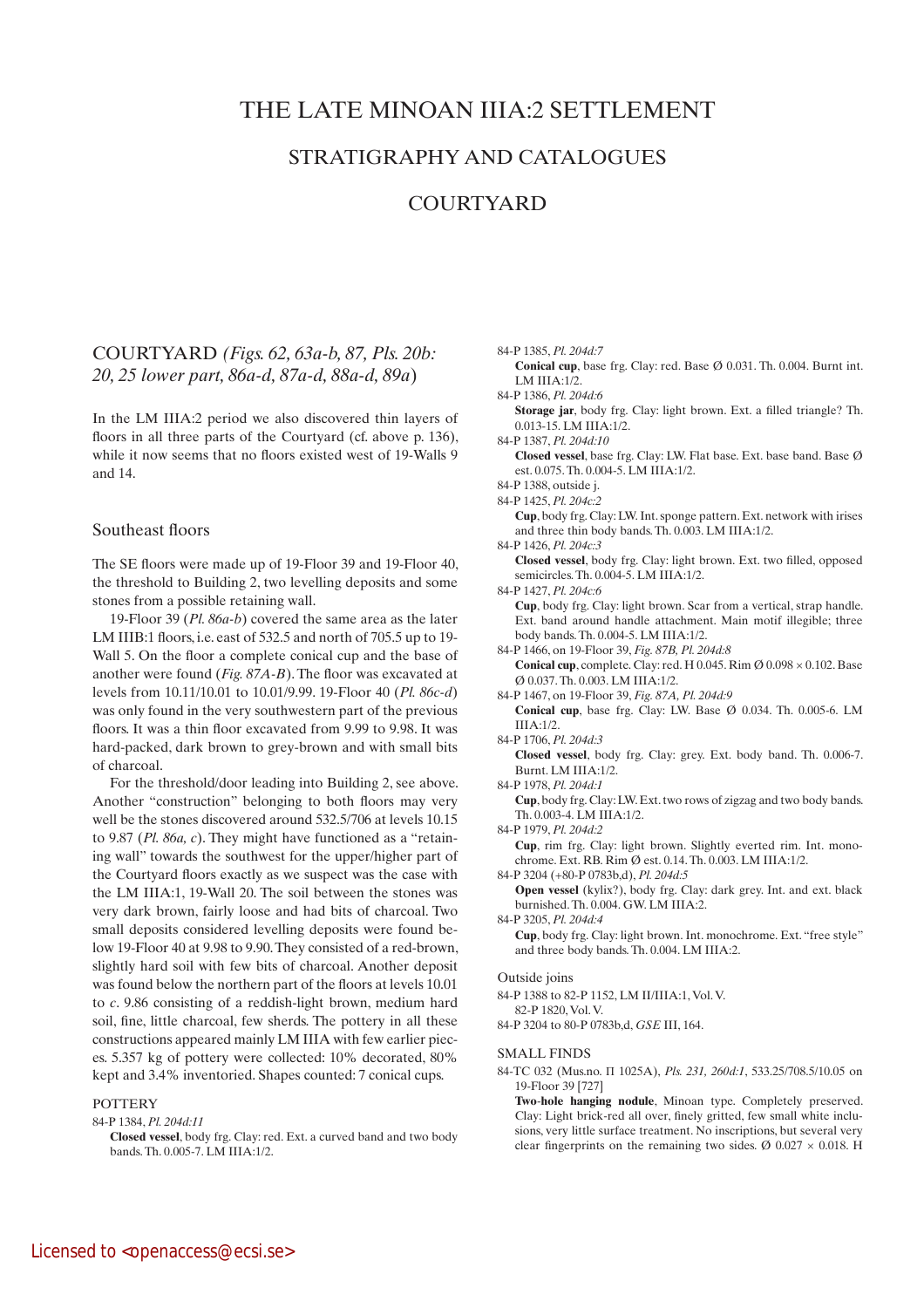# THE LATE MINOAN IIIA:2 SETTLEMENT

## STRATIGRAPHY AND CATALOGUES

## COURTYARD

## COURTYARD *(Figs. 62, 63a-b, 87, Pls. 20b: 20, 25 lower part, 86a-d, 87a-d, 88a-d, 89a)*

In the LM IIIA:2 period we also discovered thin layers of floors in all three parts of the Courtyard (cf. above p. 136), while it now seems that no floors existed west of 19-Walls 9 and 14.

### Southeast floors

The SE floors were made up of 19-Floor 39 and 19-Floor 40, the threshold to Building 2, two levelling deposits and some stones from a possible retaining wall.

19-Floor 39 (*Pl. 86a-b*) covered the same area as the later LM IIIB:1 floors, i.e. east of 532.5 and north of 705.5 up to 19-Wall 5. On the floor a complete conical cup and the base of another were found (*Fig. 87A-B*). The floor was excavated at levels from 10.11/10.01 to 10.01/9.99. 19-Floor 40 (*Pl. 86c-d*) was only found in the very southwestern part of the previous floors. It was a thin floor excavated from 9.99 to 9.98. It was hard-packed, dark brown to grey-brown and with small bits of charcoal.

For the threshold/door leading into Building 2, see above. Another "construction" belonging to both floors may very well be the stones discovered around 532.5/706 at levels 10.15 to 9.87 (*Pl. 86a, c*). They might have functioned as a "retaining wall" towards the southwest for the upper/higher part of the Courtyard floors exactly as we suspect was the case with the LM IIIA:1, 19-Wall 20. The soil between the stones was very dark brown, fairly loose and had bits of charcoal. Two small deposits considered levelling deposits were found below 19-Floor 40 at 9.98 to 9.90. They consisted of a red-brown, slightly hard soil with few bits of charcoal. Another deposit was found below the northern part of the floors at levels 10.01 to *c.* 9.86 consisting of a reddish-light brown, medium hard soil, fine, little charcoal, few sherds. The pottery in all these constructions appeared mainly LM IIIA with few earlier pieces. 5.357 kg of pottery were collected: 10% decorated, 80% kept and 3.4% inventoried. Shapes counted: 7 conical cups.

#### POTTERY

84-P 1384, *Pl. 204d:11*
**Closed vessel**, body frg. Clay: red. Ext. a curved band and two body bands. Th. 0.005-7. LM IIIA:1/2.

84-P 1385, *Pl. 204d:7*
**Conical cup**, base frg. Clay: red. Base Ø 0.031. Th. 0.004. Burnt int. LM IIIA:1/2.

84-P 1386, *Pl. 204d:6*
**Storage jar**, body frg. Clay: light brown. Ext. a filled triangle? Th. 0.013-15. LM IIIA:1/2.

84-P 1387, *Pl. 204d:10*
**Closed vessel**, base frg. Clay: LW. Flat base. Ext. base band. Base Ø est. 0.075. Th. 0.004-5. LM IIIA:1/2.

84-P 1388, outside j.

84-P 1425, *Pl. 204c:2*
**Cup**, body frg. Clay: LW. Int. sponge pattern. Ext. network with irises and three thin body bands. Th. 0.003. LM IIIA:1/2.

84-P 1426, *Pl. 204c:6*
**Closed vessel**, body frg. Clay: light brown. Ext. two filled, opposed semicircles. Th. 0.004-5. LM IIIA:1/2.

84-P 1427, *Pl. 204c:6*
**Cup**, body frg. Clay: light brown. Scar from a vertical, strap handle. Ext. band around handle attachment. Main motif illegible; three body bands. Th. 0.004-5. LM IIIA:1/2.

84-P 1466, on 19-Floor 39, *Fig. 87B, Pl. 204d:8*
**Conical cup**, complete. Clay: red. H 0.045. Rim Ø 0.098 × 0.102. Base Ø 0.037. Th. 0.003. LM IIIA:1/2.

84-P 1467, on 19-Floor 39, *Fig. 87A, Pl. 204d:9*
**Conical cup**, base frg. Clay: LW. Base Ø 0.034. Th. 0.005-6. LM IIIA:1/2.

84-P 1706, *Pl. 204d:3*
**Closed vessel**, body frg. Clay: grey. Ext. body band. Th. 0.006-7. Burnt. LM IIIA:1/2.

84-P 1978, *Pl. 204d:1*
**Cup**, body frg. Clay: LW. Ext. two rows of zigzag and two body bands. Th. 0.003-4. LM IIIA:1/2.

84-P 1979, *Pl. 204d:2*
**Cup**, rim frg. Clay: light brown. Slightly everted rim. Int. monochrome. Ext. RB. Rim Ø est. 0.14. Th. 0.003. LM IIIA:1/2.

84-P 3204 (+80-P 0783b,d), *Pl. 204d:5*
**Open vessel** (kylix?), body frg. Clay: dark grey. Int. and ext. black burnished. Th. 0.004. GW. LM IIIA:2.

84-P 3205, *Pl. 204d:4*
**Cup**, body frg. Clay: light brown. Int. monochrome. Ext. "free style" and three body bands. Th. 0.004. LM IIIA:2.

Outside joins

84-P 1388 to 82-P 1152, LM II/IIIA:1, Vol. V.
82-P 1820, Vol. V.
84-P 3204 to 80-P 0783b,d, *GSE* III, 164.

#### SMALL FINDS

84-TC 032 (Mus.no. Π 1025A), *Pls. 231, 260d:1*, 533.25/708.5/10.05 on 19-Floor 39 [727]
**Two-hole hanging nodule**, Minoan type. Completely preserved. Clay: Light brick-red all over, finely gritted, few small white inclusions, very little surface treatment. No inscriptions, but several very clear fingerprints on the remaining two sides. Ø 0.027 × 0.018. H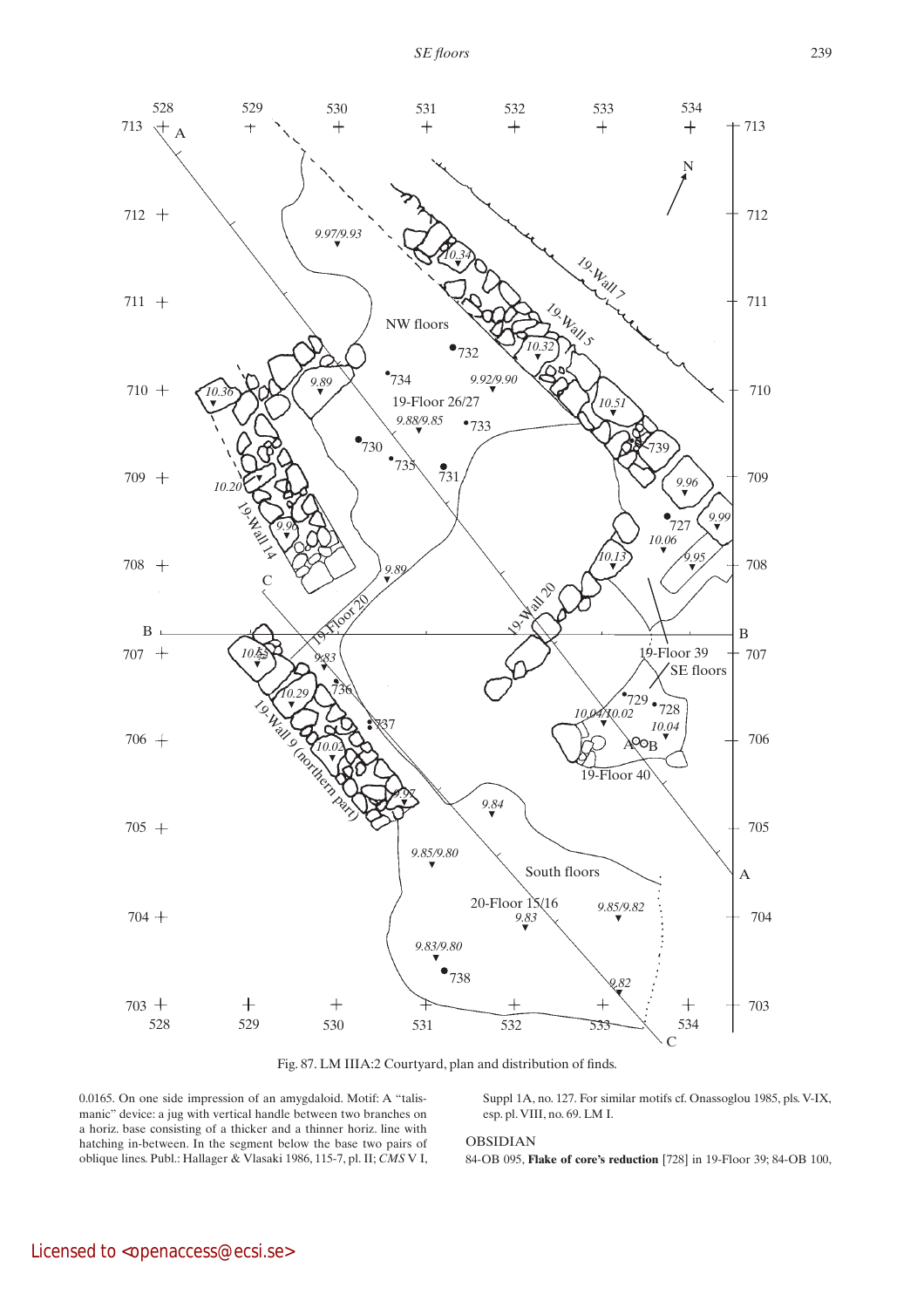Fig. 87. LM IIIA:2 Courtyard, plan and distribution of finds.

0.0165. On one side impression of an amygdaloid. Motif: A "talismanic" device: a jug with vertical handle between two branches on a horiz. base consisting of a thicker and a thinner horiz. line with hatching in-between. In the segment below the base two pairs of oblique lines. Publ.: Hallager & Vlasaki 1986, 115-7, pl. II; *CMS* V I, Suppl 1A, no. 127. For similar motifs cf. Onassoglou 1985, pls. V-IX, esp. pl. VIII, no. 69. LM I.

OBSIDIAN

84-OB 095, **Flake of core's reduction** [728] in 19-Floor 39; 84-OB 100,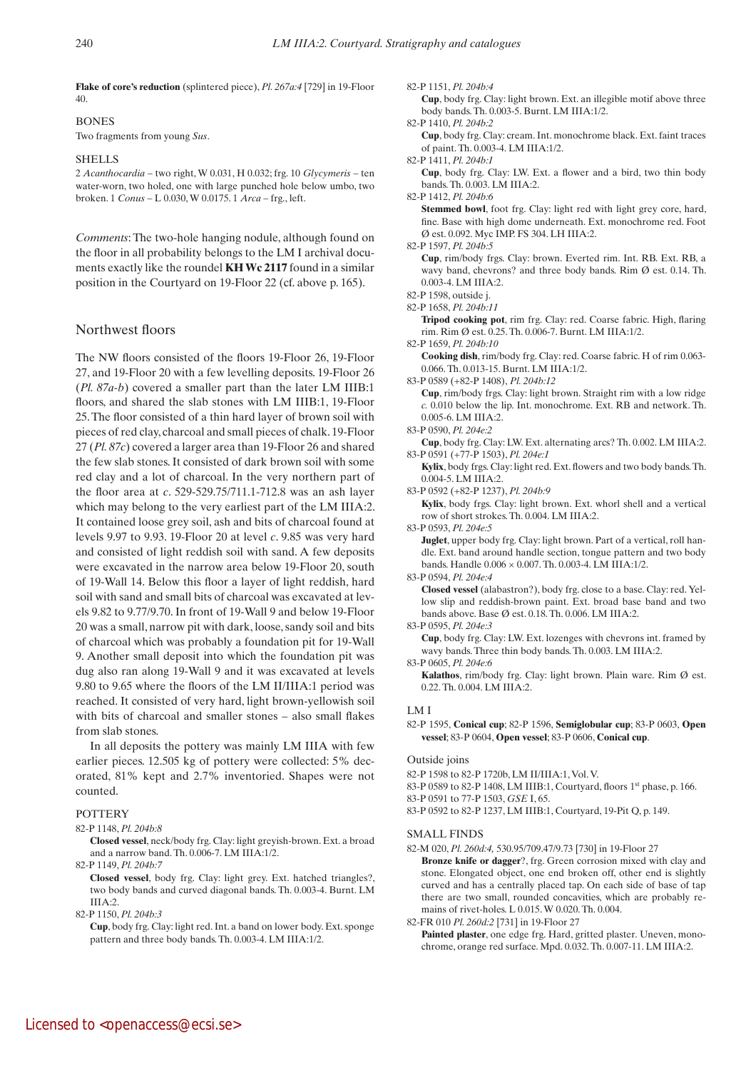**Flake of core's reduction** (splintered piece), *Pl. 267a:4* [729] in 19-Floor 40.

BONES

Two fragments from young *Sus*.

SHELLS

2 *Acanthocardia* – two right, W 0.031, H 0.032; frg. 10 *Glycymeris* – ten water-worn, two holed, one with large punched hole below umbo, two broken. 1 *Conus* – L 0.030, W 0.0175. 1 *Arca* – frg., left.

*Comments*: The two-hole hanging nodule, although found on the floor in all probability belongs to the LM I archival documents exactly like the roundel **KH Wc 2117** found in a similar position in the Courtyard on 19-Floor 22 (cf. above p. 165).

## Northwest floors

The NW floors consisted of the floors 19-Floor 26, 19-Floor 27, and 19-Floor 20 with a few levelling deposits. 19-Floor 26 (*Pl. 87a-b*) covered a smaller part than the later LM IIIB:1 floors, and shared the slab stones with LM IIIB:1, 19-Floor 25. The floor consisted of a thin hard layer of brown soil with pieces of red clay, charcoal and small pieces of chalk. 19-Floor 27 (*Pl. 87c*) covered a larger area than 19-Floor 26 and shared the few slab stones. It consisted of dark brown soil with some red clay and a lot of charcoal. In the very northern part of the floor area at *c*. 529-529.75/711.1-712.8 was an ash layer which may belong to the very earliest part of the LM IIIA:2. It contained loose grey soil, ash and bits of charcoal found at levels 9.97 to 9.93. 19-Floor 20 at level *c*. 9.85 was very hard and consisted of light reddish soil with sand. A few deposits were excavated in the narrow area below 19-Floor 20, south of 19-Wall 14. Below this floor a layer of light reddish, hard soil with sand and small bits of charcoal was excavated at levels 9.82 to 9.77/9.70. In front of 19-Wall 9 and below 19-Floor 20 was a small, narrow pit with dark, loose, sandy soil and bits of charcoal which was probably a foundation pit for 19-Wall 9. Another small deposit into which the foundation pit was dug also ran along 19-Wall 9 and it was excavated at levels 9.80 to 9.65 where the floors of the LM II/IIIA:1 period was reached. It consisted of very hard, light brown-yellowish soil with bits of charcoal and smaller stones – also small flakes from slab stones.

In all deposits the pottery was mainly LM IIIA with few earlier pieces. 12.505 kg of pottery were collected: 5% decorated, 81% kept and 2.7% inventoried. Shapes were not counted.

POTTERY

82-P 1148, *Pl. 204b:8*
**Closed vessel**, neck/body frg. Clay: light greyish-brown. Ext. a broad and a narrow band. Th. 0.006-7. LM IIIA:1/2.

82-P 1149, *Pl. 204b:7*
**Closed vessel**, body frg. Clay: light grey. Ext. hatched triangles?, two body bands and curved diagonal bands. Th. 0.003-4. Burnt. LM IIIA:2.

82-P 1150, *Pl. 204b:3*
**Cup**, body frg. Clay: light red. Int. a band on lower body. Ext. sponge pattern and three body bands. Th. 0.003-4. LM IIIA:1/2.

82-P 1151, *Pl. 204b:4*
**Cup**, body frg. Clay: light brown. Ext. an illegible motif above three body bands. Th. 0.003-5. Burnt. LM IIIA:1/2.

82-P 1410, *Pl. 204b:2*
**Cup**, body frg. Clay: cream. Int. monochrome black. Ext. faint traces of paint. Th. 0.003-4. LM IIIA:1/2.

82-P 1411, *Pl. 204b:1*
**Cup**, body frg. Clay: LW. Ext. a flower and a bird, two thin body bands. Th. 0.003. LM IIIA:2.

82-P 1412, *Pl. 204b:6*
**Stemmed bowl**, foot frg. Clay: light red with light grey core, hard, fine. Base with high dome underneath. Ext. monochrome red. Foot Ø est. 0.092. Myc IMP. FS 304. LH IIIA:2.

82-P 1597, *Pl. 204b:5*
**Cup**, rim/body frgs. Clay: brown. Everted rim. Int. RB. Ext. RB, a wavy band, chevrons? and three body bands. Rim Ø est. 0.14. Th. 0.003-4. LM IIIA:2.

82-P 1598, outside j.

82-P 1658, *Pl. 204b:11*
**Tripod cooking pot**, rim frg. Clay: red. Coarse fabric. High, flaring rim. Rim Ø est. 0.25. Th. 0.006-7. Burnt. LM IIIA:1/2.

82-P 1659, *Pl. 204b:10*
**Cooking dish**, rim/body frg. Clay: red. Coarse fabric. H of rim 0.063-0.066. Th. 0.013-15. Burnt. LM IIIA:1/2.

83-P 0589 (+82-P 1408), *Pl. 204b:12*
**Cup**, rim/body frgs. Clay: light brown. Straight rim with a low ridge *c.* 0.010 below the lip. Int. monochrome. Ext. RB and network. Th. 0.005-6. LM IIIA:2.

83-P 0590, *Pl. 204e:2*
**Cup**, body frg. Clay: LW. Ext. alternating arcs? Th. 0.002. LM IIIA:2.

83-P 0591 (+77-P 1503), *Pl. 204e:1*
**Kylix**, body frgs. Clay: light red. Ext. flowers and two body bands. Th. 0.004-5. LM IIIA:2.

83-P 0592 (+82-P 1237), *Pl. 204b:9*
**Kylix**, body frgs. Clay: light brown. Ext. whorl shell and a vertical row of short strokes. Th. 0.004. LM IIIA:2.

83-P 0593, *Pl. 204e:5*
**Juglet**, upper body frg. Clay: light brown. Part of a vertical, roll handle. Ext. band around handle section, tongue pattern and two body bands. Handle 0.006 × 0.007. Th. 0.003-4. LM IIIA:1/2.

83-P 0594, *Pl. 204e:4*
**Closed vessel** (alabastron?), body frg. close to a base. Clay: red. Yellow slip and reddish-brown paint. Ext. broad base band and two bands above. Base Ø est. 0.18. Th. 0.006. LM IIIA:2.

83-P 0595, *Pl. 204e:3*
**Cup**, body frg. Clay: LW. Ext. lozenges with chevrons int. framed by wavy bands. Three thin body bands. Th. 0.003. LM IIIA:2.

83-P 0605, *Pl. 204e:6*
**Kalathos**, rim/body frg. Clay: light brown. Plain ware. Rim Ø est. 0.22. Th. 0.004. LM IIIA:2.

LM I

82-P 1595, **Conical cup**; 82-P 1596, **Semiglobular cup**; 83-P 0603, **Open vessel**; 83-P 0604, **Open vessel**; 83-P 0606, **Conical cup**.

Outside joins

82-P 1598 to 82-P 1720b, LM II/IIIA:1, Vol. V.
83-P 0589 to 82-P 1408, LM IIIB:1, Courtyard, floors 1st phase, p. 166.
83-P 0591 to 77-P 1503, *GSE* I, 65.
83-P 0592 to 82-P 1237, LM IIIB:1, Courtyard, 19-Pit Q, p. 149.

SMALL FINDS

82-M 020, *Pl. 260d:4,* 530.95/709.47/9.73 [730] in 19-Floor 27
**Bronze knife or dagger**?, frg. Green corrosion mixed with clay and stone. Elongated object, one end broken off, other end is slightly curved and has a centrally placed tap. On each side of base of tap there are two small, rounded concavities, which are probably remains of rivet-holes. L 0.015. W 0.020. Th. 0.004.

82-FR 010 *Pl. 260d:2* [731] in 19-Floor 27
**Painted plaster**, one edge frg. Hard, gritted plaster. Uneven, monochrome, orange red surface. Mpd. 0.032. Th. 0.007-11. LM IIIA:2.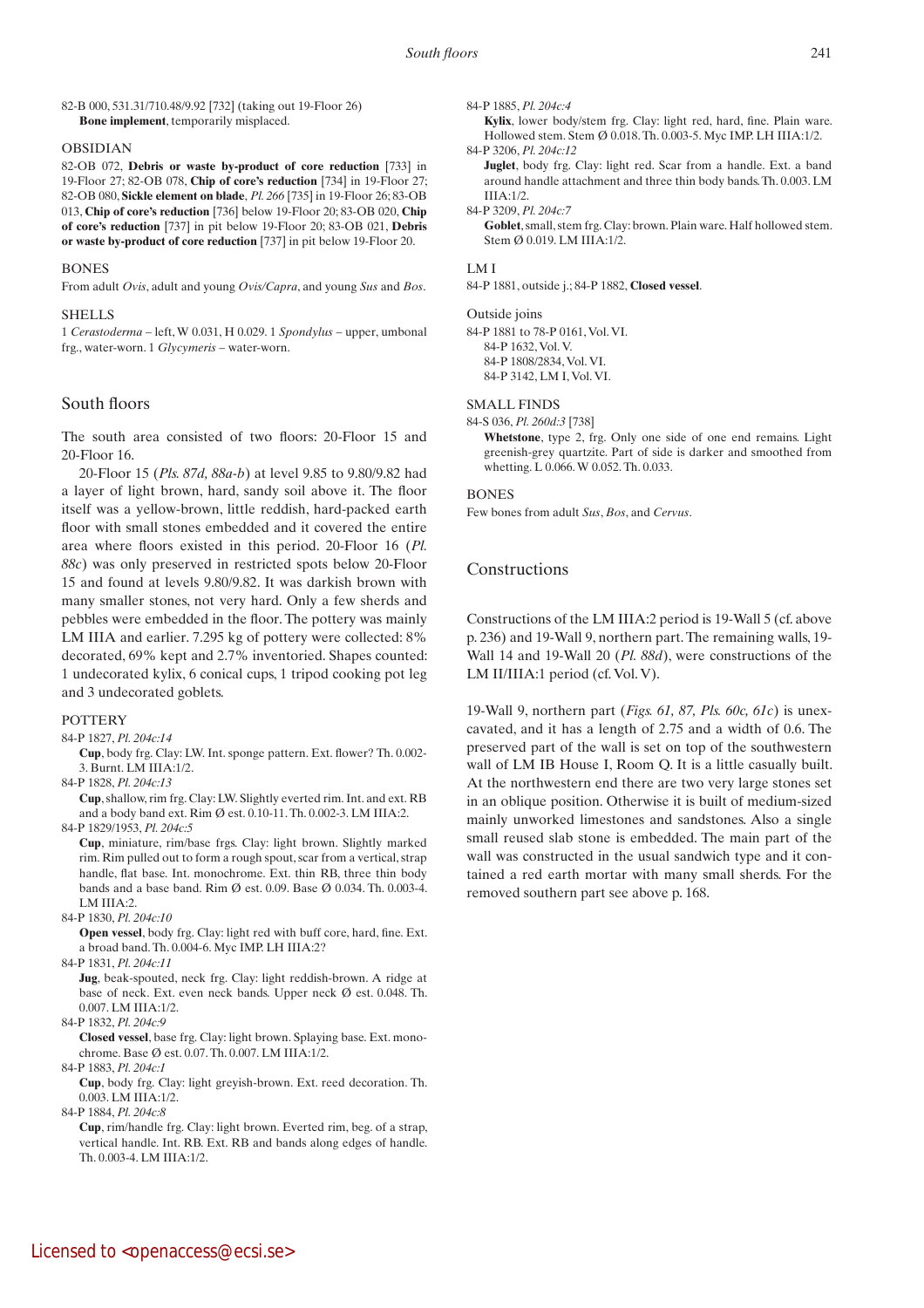82-B 000, 531.31/710.48/9.92 [732] (taking out 19-Floor 26)
**Bone implement**, temporarily misplaced.

OBSIDIAN

82-OB 072, **Debris or waste by-product of core reduction** [733] in 19-Floor 27; 82-OB 078, **Chip of core's reduction** [734] in 19-Floor 27; 82-OB 080, **Sickle element on blade**, *Pl. 266* [735] in 19-Floor 26; 83-OB 013, **Chip of core's reduction** [736] below 19-Floor 20; 83-OB 020, **Chip of core's reduction** [737] in pit below 19-Floor 20; 83-OB 021, **Debris or waste by-product of core reduction** [737] in pit below 19-Floor 20.

BONES

From adult *Ovis*, adult and young *Ovis/Capra*, and young *Sus* and *Bos*.

SHELLS

1 *Cerastoderma* – left, W 0.031, H 0.029. 1 *Spondylus* – upper, umbonal frg., water-worn. 1 *Glycymeris* – water-worn.

## South floors

The south area consisted of two floors: 20-Floor 15 and 20-Floor 16.

20-Floor 15 (*Pls. 87d, 88a-b*) at level 9.85 to 9.80/9.82 had a layer of light brown, hard, sandy soil above it. The floor itself was a yellow-brown, little reddish, hard-packed earth floor with small stones embedded and it covered the entire area where floors existed in this period. 20-Floor 16 (*Pl. 88c*) was only preserved in restricted spots below 20-Floor 15 and found at levels 9.80/9.82. It was darkish brown with many smaller stones, not very hard. Only a few sherds and pebbles were embedded in the floor. The pottery was mainly LM IIIA and earlier. 7.295 kg of pottery were collected: 8% decorated, 69% kept and 2.7% inventoried. Shapes counted: 1 undecorated kylix, 6 conical cups, 1 tripod cooking pot leg and 3 undecorated goblets.

POTTERY

84-P 1827, *Pl. 204c:14*
**Cup**, body frg. Clay: LW. Int. sponge pattern. Ext. flower? Th. 0.002-3. Burnt. LM IIIA:1/2.

84-P 1828, *Pl. 204c:13*
**Cup**, shallow, rim frg. Clay: LW. Slightly everted rim. Int. and ext. RB and a body band ext. Rim Ø est. 0.10-11. Th. 0.002-3. LM IIIA:2.

84-P 1829/1953, *Pl. 204c:5*
**Cup**, miniature, rim/base frgs. Clay: light brown. Slightly marked rim. Rim pulled out to form a rough spout, scar from a vertical, strap handle, flat base. Int. monochrome. Ext. thin RB, three thin body bands and a base band. Rim Ø est. 0.09. Base Ø 0.034. Th. 0.003-4. LM IIIA:2.

84-P 1830, *Pl. 204c:10*
**Open vessel**, body frg. Clay: light red with buff core, hard, fine. Ext. a broad band. Th. 0.004-6. Myc IMP. LH IIIA:2?

84-P 1831, *Pl. 204c:11*
**Jug**, beak-spouted, neck frg. Clay: light reddish-brown. A ridge at base of neck. Ext. even neck bands. Upper neck Ø est. 0.048. Th. 0.007. LM IIIA:1/2.

84-P 1832, *Pl. 204c:9*
**Closed vessel**, base frg. Clay: light brown. Splaying base. Ext. monochrome. Base Ø est. 0.07. Th. 0.007. LM IIIA:1/2.

84-P 1883, *Pl. 204c:1*
**Cup**, body frg. Clay: light greyish-brown. Ext. reed decoration. Th. 0.003. LM IIIA:1/2.

84-P 1884, *Pl. 204c:8*
**Cup**, rim/handle frg. Clay: light brown. Everted rim, beg. of a strap, vertical handle. Int. RB. Ext. RB and bands along edges of handle. Th. 0.003-4. LM IIIA:1/2.

84-P 1885, *Pl. 204c:4*
**Kylix**, lower body/stem frg. Clay: light red, hard, fine. Plain ware. Hollowed stem. Stem Ø 0.018. Th. 0.003-5. Myc IMP. LH IIIA:1/2.

84-P 3206, *Pl. 204c:12*
**Juglet**, body frg. Clay: light red. Scar from a handle. Ext. a band around handle attachment and three thin body bands. Th. 0.003. LM IIIA:1/2.

84-P 3209, *Pl. 204c:7*
**Goblet**, small, stem frg. Clay: brown. Plain ware. Half hollowed stem. Stem Ø 0.019. LM IIIA:1/2.

LM I

84-P 1881, outside j.; 84-P 1882, **Closed vessel**.

Outside joins

84-P 1881 to 78-P 0161, Vol. VI.
84-P 1632, Vol. V.
84-P 1808/2834, Vol. VI.
84-P 3142, LM I, Vol. VI.

SMALL FINDS

84-S 036, *Pl. 260d:3* [738]
**Whetstone**, type 2, frg. Only one side of one end remains. Light greenish-grey quartzite. Part of side is darker and smoothed from whetting. L 0.066. W 0.052. Th. 0.033.

BONES

Few bones from adult *Sus*, *Bos*, and *Cervus*.

## Constructions

Constructions of the LM IIIA:2 period is 19-Wall 5 (cf. above p. 236) and 19-Wall 9, northern part. The remaining walls, 19-Wall 14 and 19-Wall 20 (*Pl. 88d*), were constructions of the LM II/IIIA:1 period (cf. Vol. V).

19-Wall 9, northern part (*Figs. 61, 87, Pls. 60c, 61c*) is unexcavated, and it has a length of 2.75 and a width of 0.6. The preserved part of the wall is set on top of the southwestern wall of LM IB House I, Room Q. It is a little casually built. At the northwestern end there are two very large stones set in an oblique position. Otherwise it is built of medium-sized mainly unworked limestones and sandstones. Also a single small reused slab stone is embedded. The main part of the wall was constructed in the usual sandwich type and it contained a red earth mortar with many small sherds. For the removed southern part see above p. 168.